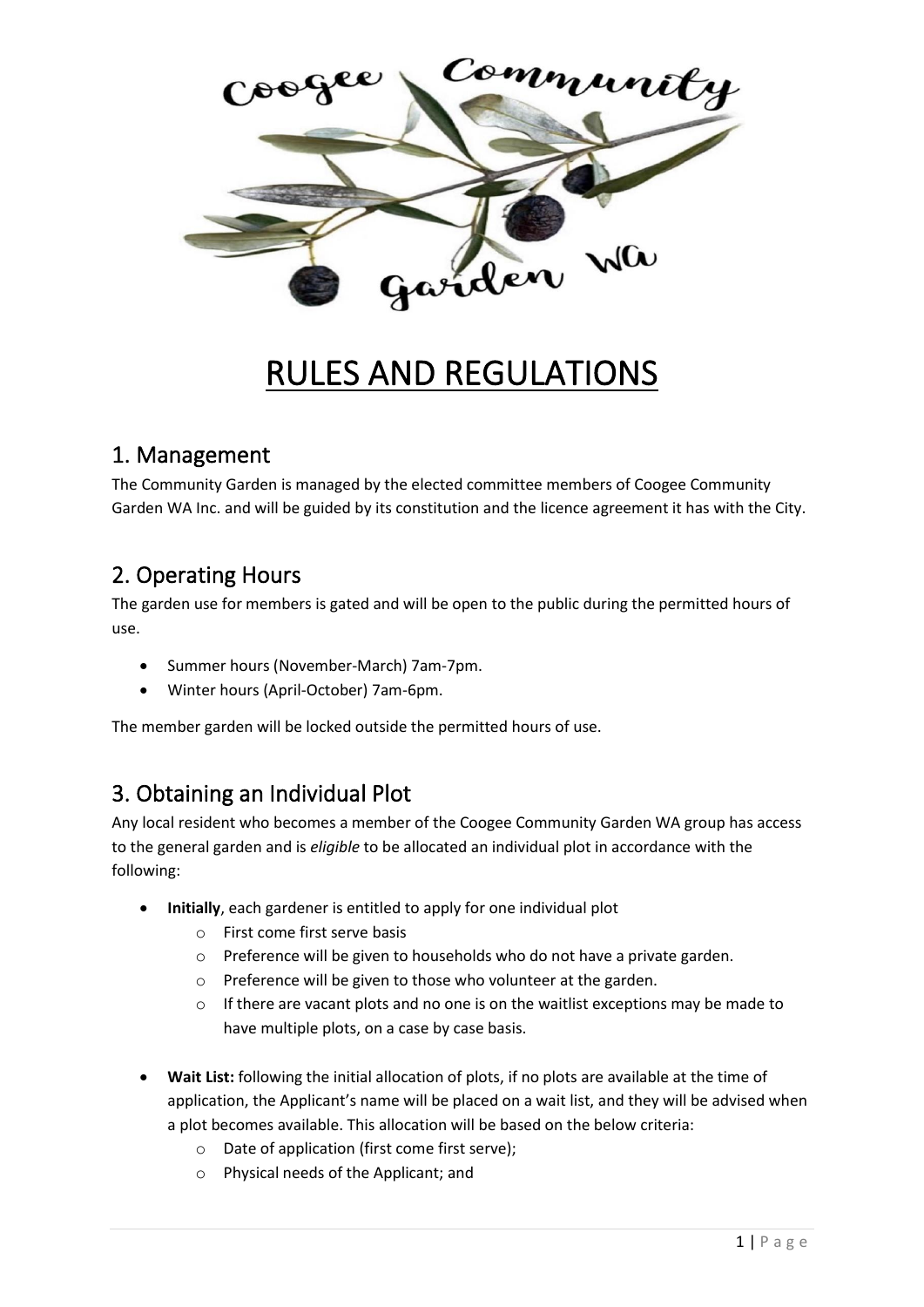# RULES AND REGULATIONS

## 1. Management

The Community Garden is managed by the elected committee members of Coogee Community Garden WA Inc. and will be guided by its constitution and the licence agreement it has with the City.

## 2. Operating Hours

The garden use for members is gated and will be open to the public during the permitted hours of use.

- Summer hours (November-March) 7am-7pm.
- Winter hours (April-October) 7am-6pm.

The member garden will be locked outside the permitted hours of use.

## 3. Obtaining an Individual Plot

Any local resident who becomes a member of the Coogee Community Garden WA group has access to the general garden and is *eligible* to be allocated an individual plot in accordance with the following:

- **Initially**, each gardener is entitled to apply for one individual plot
  - First come first serve basis
  - Preference will be given to households who do not have a private garden.
  - Preference will be given to those who volunteer at the garden.
  - If there are vacant plots and no one is on the waitlist exceptions may be made to have multiple plots, on a case by case basis.

- **Wait List:** following the initial allocation of plots, if no plots are available at the time of application, the Applicant's name will be placed on a wait list, and they will be advised when a plot becomes available. This allocation will be based on the below criteria:
  - Date of application (first come first serve);
  - Physical needs of the Applicant; and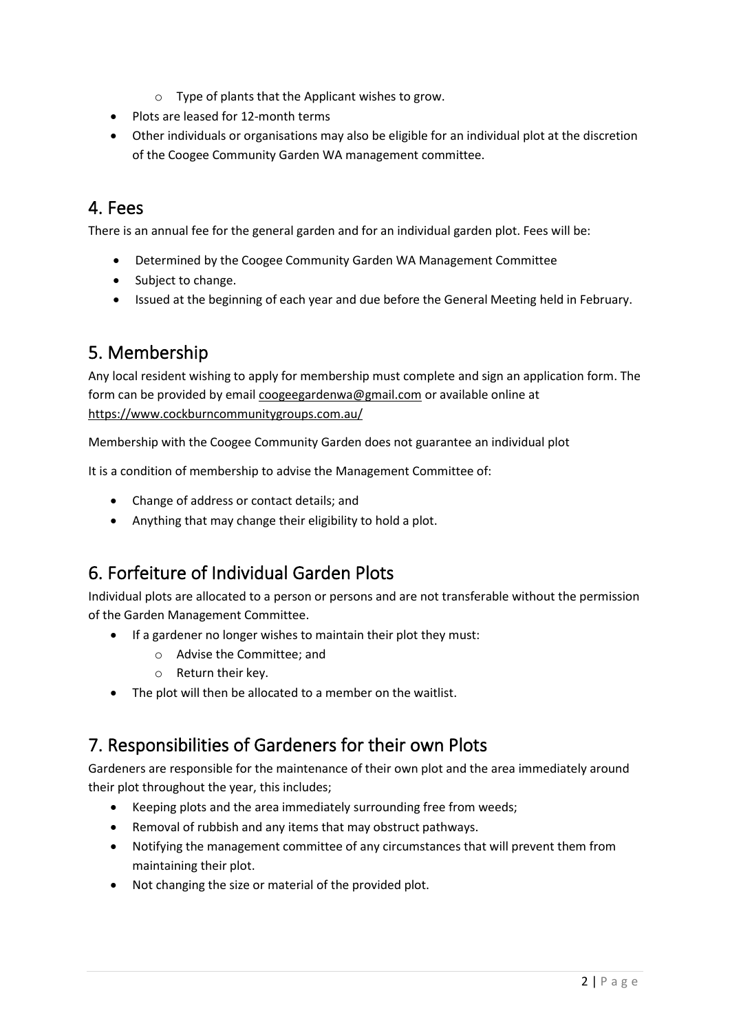- Type of plants that the Applicant wishes to grow.
- Plots are leased for 12-month terms
- Other individuals or organisations may also be eligible for an individual plot at the discretion of the Coogee Community Garden WA management committee.

## 4. Fees

There is an annual fee for the general garden and for an individual garden plot. Fees will be:

- Determined by the Coogee Community Garden WA Management Committee
- Subject to change.
- Issued at the beginning of each year and due before the General Meeting held in February.

## 5. Membership

Any local resident wishing to apply for membership must complete and sign an application form. The form can be provided by email coogeegardenwa@gmail.com or available online at https://www.cockburncommunitygroups.com.au/

Membership with the Coogee Community Garden does not guarantee an individual plot

It is a condition of membership to advise the Management Committee of:

- Change of address or contact details; and
- Anything that may change their eligibility to hold a plot.

## 6. Forfeiture of Individual Garden Plots

Individual plots are allocated to a person or persons and are not transferable without the permission of the Garden Management Committee.

- If a gardener no longer wishes to maintain their plot they must:
  - Advise the Committee; and
  - Return their key.
- The plot will then be allocated to a member on the waitlist.

## 7. Responsibilities of Gardeners for their own Plots

Gardeners are responsible for the maintenance of their own plot and the area immediately around their plot throughout the year, this includes;

- Keeping plots and the area immediately surrounding free from weeds;
- Removal of rubbish and any items that may obstruct pathways.
- Notifying the management committee of any circumstances that will prevent them from maintaining their plot.
- Not changing the size or material of the provided plot.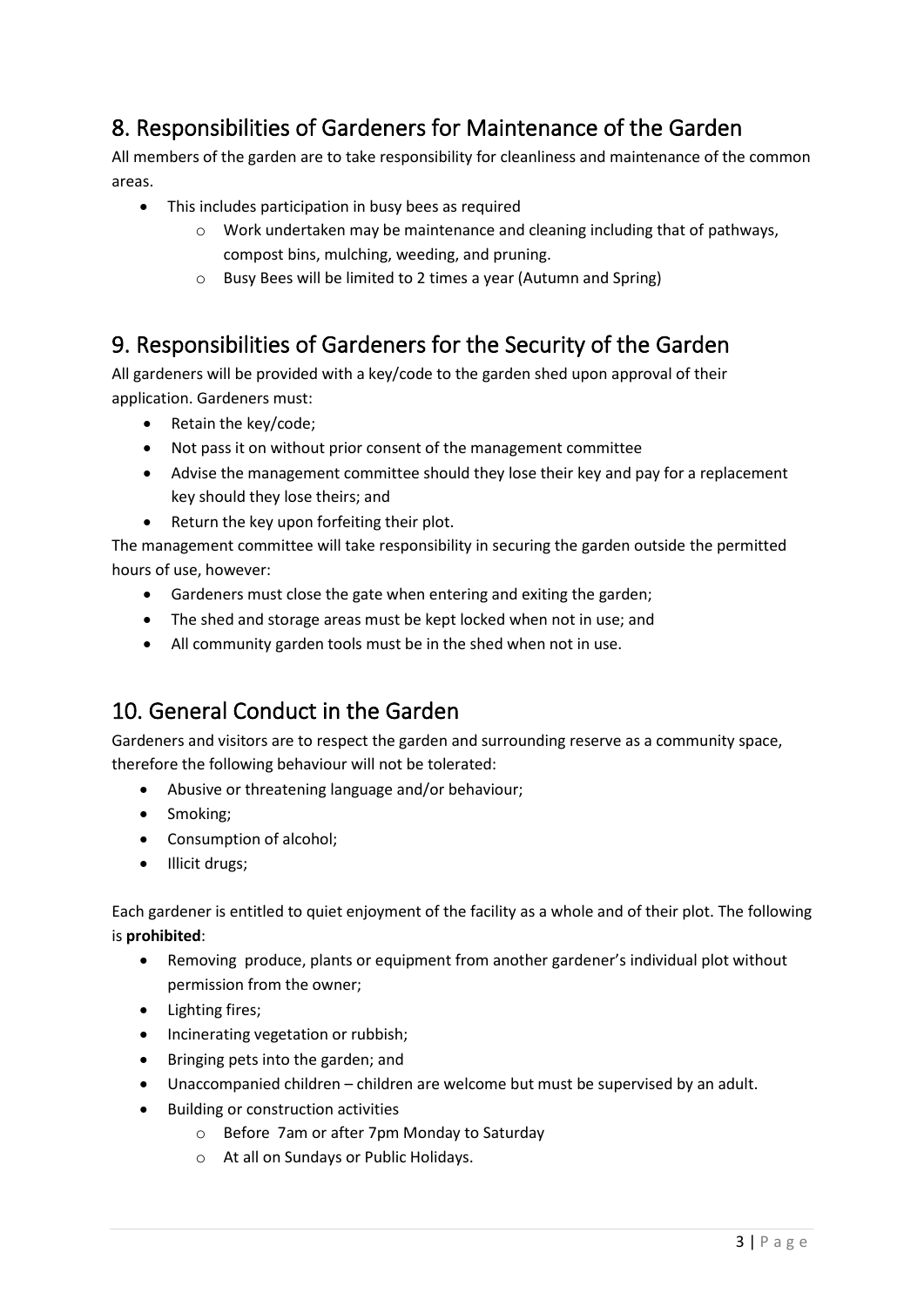## 8. Responsibilities of Gardeners for Maintenance of the Garden

All members of the garden are to take responsibility for cleanliness and maintenance of the common areas.

- This includes participation in busy bees as required
  - Work undertaken may be maintenance and cleaning including that of pathways, compost bins, mulching, weeding, and pruning.
  - Busy Bees will be limited to 2 times a year (Autumn and Spring)

## 9. Responsibilities of Gardeners for the Security of the Garden

All gardeners will be provided with a key/code to the garden shed upon approval of their application. Gardeners must:

- Retain the key/code;
- Not pass it on without prior consent of the management committee
- Advise the management committee should they lose their key and pay for a replacement key should they lose theirs; and
- Return the key upon forfeiting their plot.

The management committee will take responsibility in securing the garden outside the permitted hours of use, however:

- Gardeners must close the gate when entering and exiting the garden;
- The shed and storage areas must be kept locked when not in use; and
- All community garden tools must be in the shed when not in use.

## 10. General Conduct in the Garden

Gardeners and visitors are to respect the garden and surrounding reserve as a community space, therefore the following behaviour will not be tolerated:

- Abusive or threatening language and/or behaviour;
- Smoking;
- Consumption of alcohol;
- Illicit drugs;

Each gardener is entitled to quiet enjoyment of the facility as a whole and of their plot. The following is **prohibited**:

- Removing produce, plants or equipment from another gardener's individual plot without permission from the owner;
- Lighting fires;
- Incinerating vegetation or rubbish;
- Bringing pets into the garden; and
- Unaccompanied children – children are welcome but must be supervised by an adult.
- Building or construction activities
  - Before 7am or after 7pm Monday to Saturday
  - At all on Sundays or Public Holidays.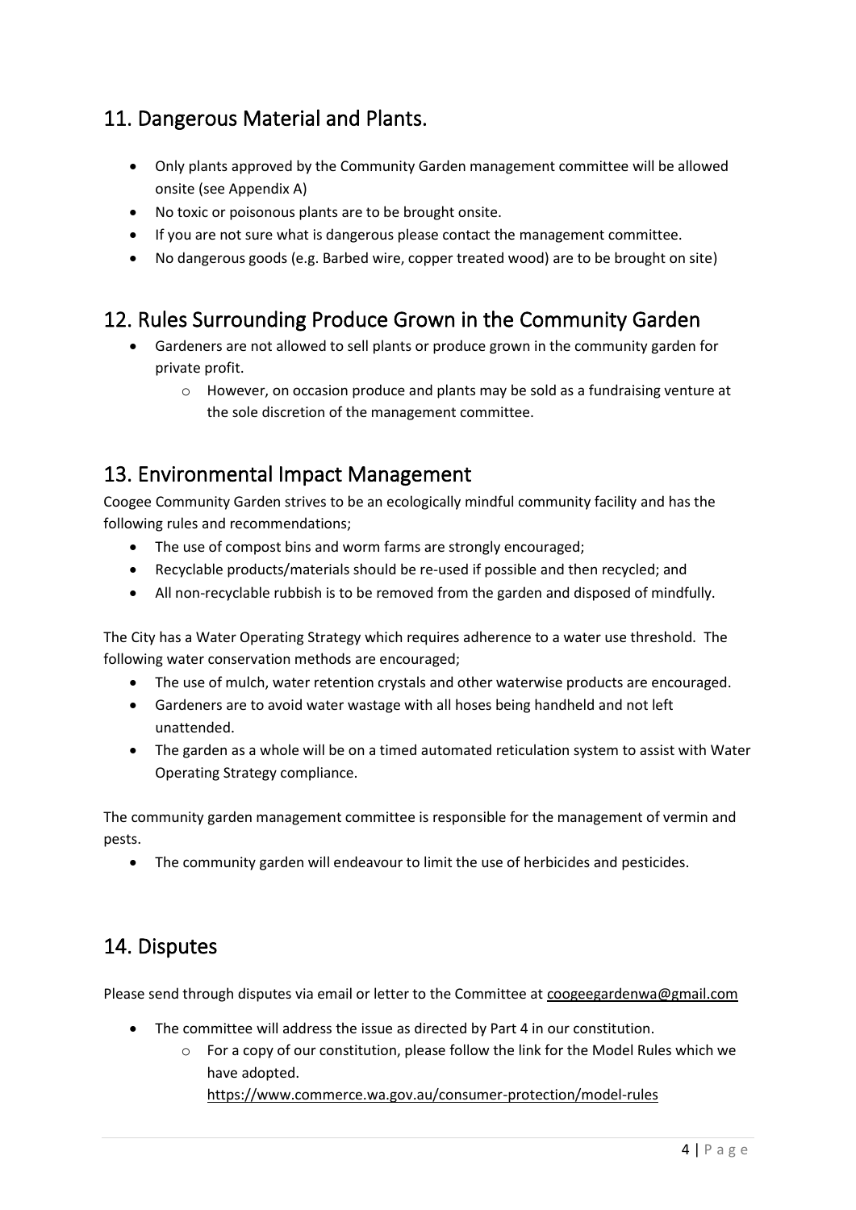## 11. Dangerous Material and Plants.

- Only plants approved by the Community Garden management committee will be allowed onsite (see Appendix A)
- No toxic or poisonous plants are to be brought onsite.
- If you are not sure what is dangerous please contact the management committee.
- No dangerous goods (e.g. Barbed wire, copper treated wood) are to be brought on site)

## 12. Rules Surrounding Produce Grown in the Community Garden

- Gardeners are not allowed to sell plants or produce grown in the community garden for private profit.
  - However, on occasion produce and plants may be sold as a fundraising venture at the sole discretion of the management committee.

## 13. Environmental Impact Management

Coogee Community Garden strives to be an ecologically mindful community facility and has the following rules and recommendations;

- The use of compost bins and worm farms are strongly encouraged;
- Recyclable products/materials should be re-used if possible and then recycled; and
- All non-recyclable rubbish is to be removed from the garden and disposed of mindfully.

The City has a Water Operating Strategy which requires adherence to a water use threshold. The following water conservation methods are encouraged;

- The use of mulch, water retention crystals and other waterwise products are encouraged.
- Gardeners are to avoid water wastage with all hoses being handheld and not left unattended.
- The garden as a whole will be on a timed automated reticulation system to assist with Water Operating Strategy compliance.

The community garden management committee is responsible for the management of vermin and pests.

- The community garden will endeavour to limit the use of herbicides and pesticides.

## 14. Disputes

Please send through disputes via email or letter to the Committee at coogeegardenwa@gmail.com

- The committee will address the issue as directed by Part 4 in our constitution.
  - For a copy of our constitution, please follow the link for the Model Rules which we have adopted.
    https://www.commerce.wa.gov.au/consumer-protection/model-rules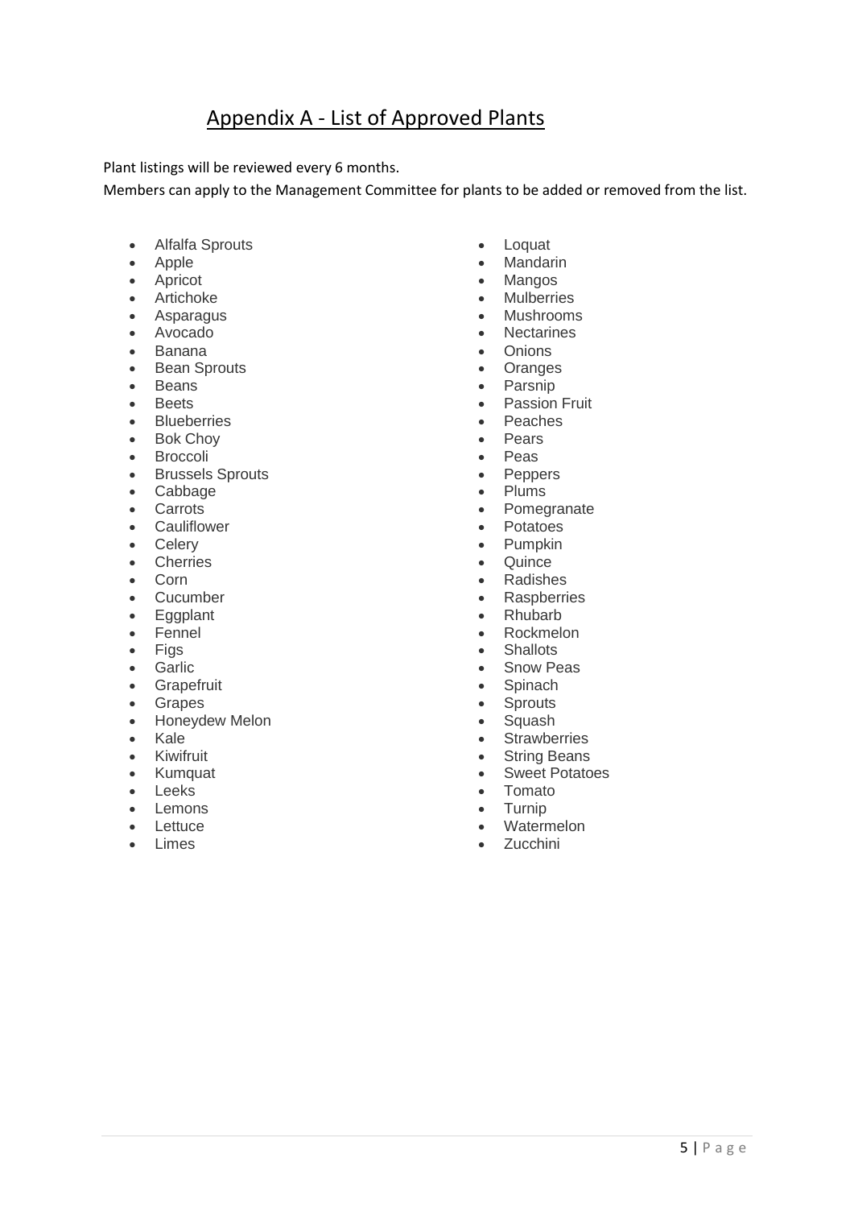## Appendix A - List of Approved Plants

Plant listings will be reviewed every 6 months.

Members can apply to the Management Committee for plants to be added or removed from the list.

- Alfalfa Sprouts
- Apple
- Apricot
- Artichoke
- Asparagus
- Avocado
- Banana
- Bean Sprouts
- Beans
- Beets
- Blueberries
- Bok Choy
- Broccoli
- Brussels Sprouts
- Cabbage
- Carrots
- Cauliflower
- Celery
- Cherries
- Corn
- Cucumber
- Eggplant
- Fennel
- Figs
- Garlic
- Grapefruit
- Grapes
- Honeydew Melon
- Kale
- Kiwifruit
- Kumquat
- Leeks
- Lemons
- Lettuce
- Limes
- Loquat
- Mandarin
- Mangos
- Mulberries
- Mushrooms
- Nectarines
- Onions
- Oranges
- Parsnip
- Passion Fruit
- Peaches
- Pears
- Peas
- Peppers
- Plums
- Pomegranate
- Potatoes
- Pumpkin
- Quince
- Radishes
- Raspberries
- Rhubarb
- Rockmelon
- Shallots
- Snow Peas
- Spinach
- Sprouts
- Squash
- Strawberries
- String Beans
- Sweet Potatoes
- Tomato
- Turnip
- Watermelon
- Zucchini